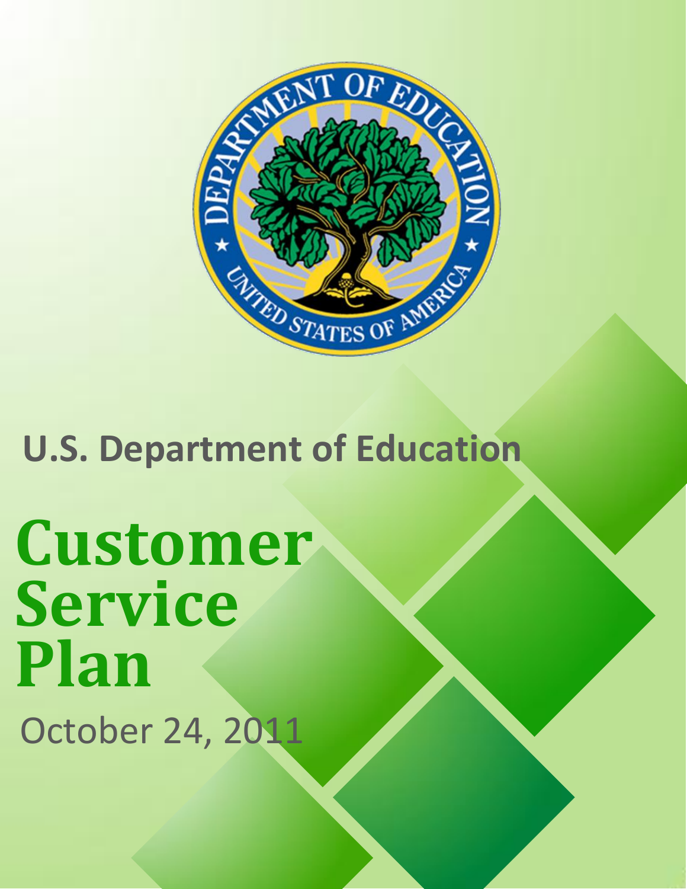U.S. Department of Education

# Customer Service Plan

October 24, 2011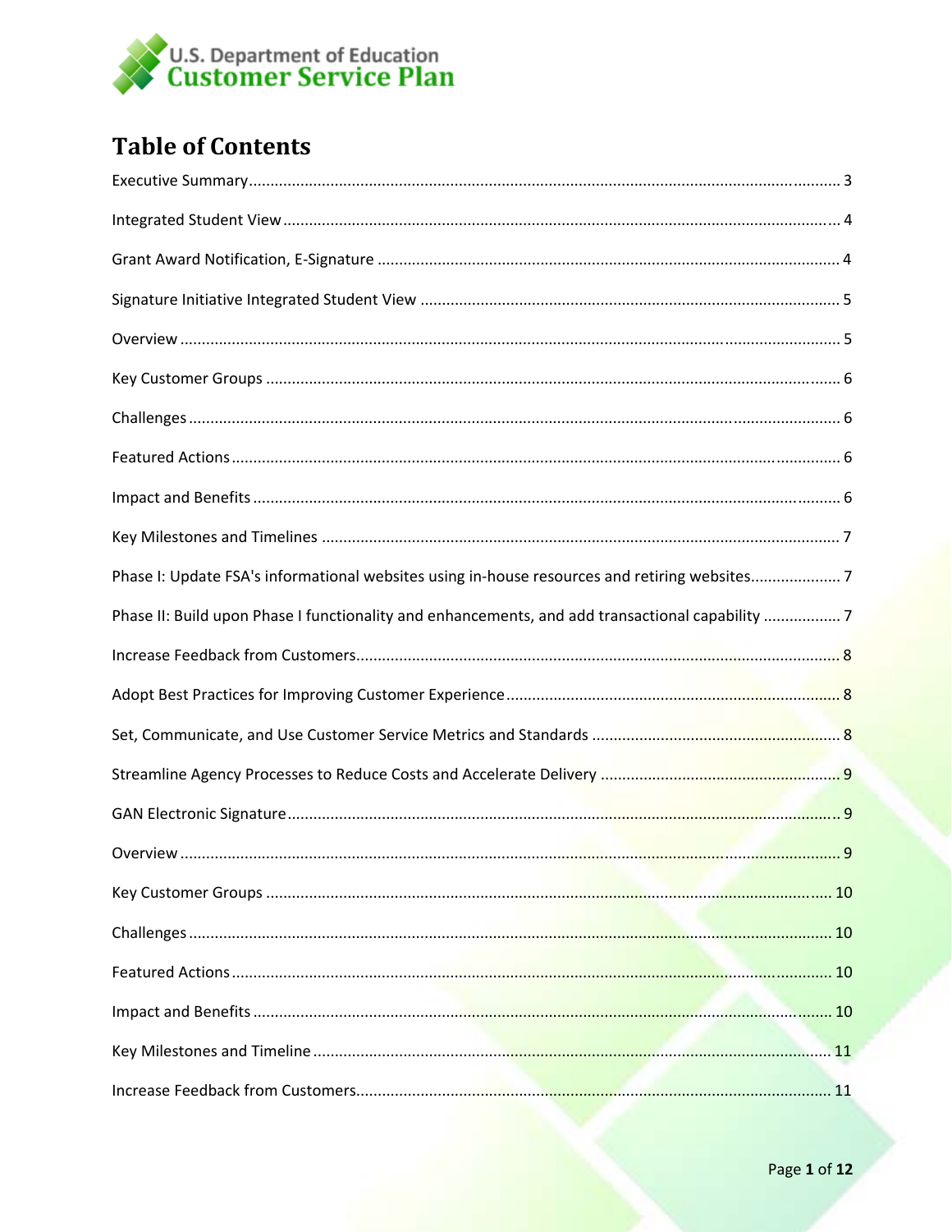U.S. Department of Education
Customer Service Plan

# Table of Contents

Executive Summary ........................................................................................................................... 3

Integrated Student View .................................................................................................................. 4

Grant Award Notification, E-Signature ............................................................................................ 4

Signature Initiative Integrated Student View ................................................................................... 5

Overview .......................................................................................................................................... 5

Key Customer Groups ...................................................................................................................... 6

Challenges ........................................................................................................................................ 6

Featured Actions .............................................................................................................................. 6

Impact and Benefits .......................................................................................................................... 6

Key Milestones and Timelines .......................................................................................................... 7

Phase I: Update FSA's informational websites using in-house resources and retiring websites..................... 7

Phase II: Build upon Phase I functionality and enhancements, and add transactional capability .................. 7

Increase Feedback from Customers.................................................................................................. 8

Adopt Best Practices for Improving Customer Experience ............................................................... 8

Set, Communicate, and Use Customer Service Metrics and Standards ........................................... 8

Streamline Agency Processes to Reduce Costs and Accelerate Delivery ......................................... 9

GAN Electronic Signature.................................................................................................................. 9

Overview .......................................................................................................................................... 9

Key Customer Groups ...................................................................................................................... 10

Challenges ........................................................................................................................................ 10

Featured Actions .............................................................................................................................. 10

Impact and Benefits .......................................................................................................................... 10

Key Milestones and Timeline ........................................................................................................... 11

Increase Feedback from Customers.................................................................................................. 11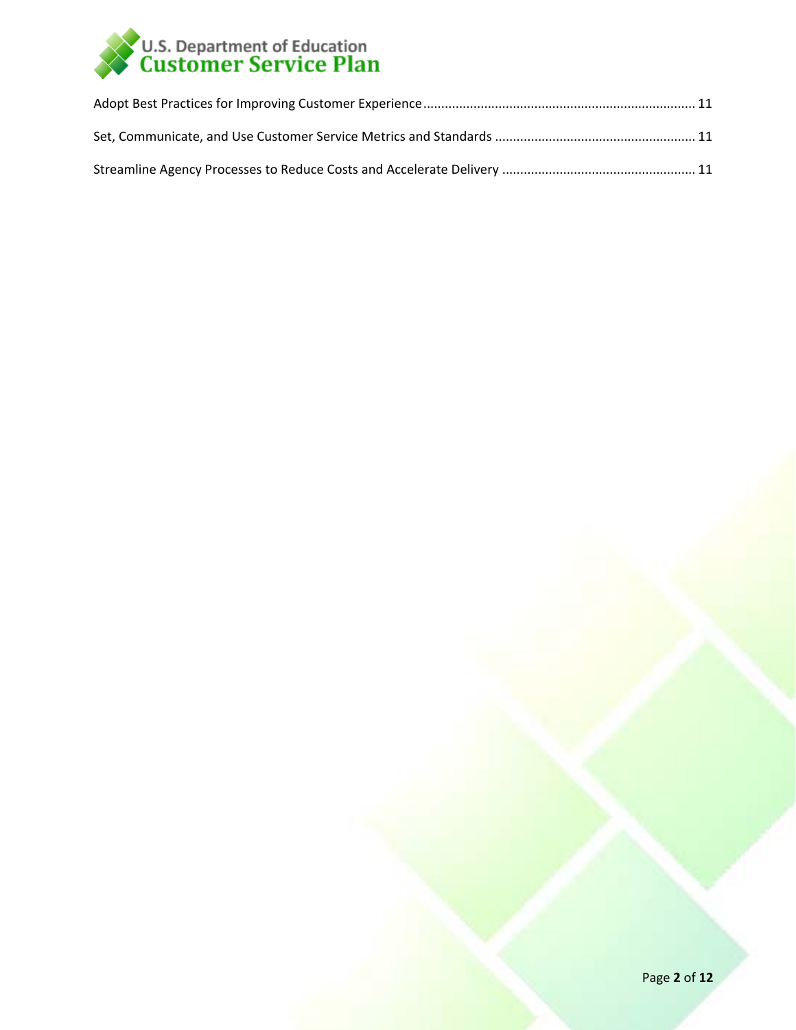Adopt Best Practices for Improving Customer Experience ... 11

Set, Communicate, and Use Customer Service Metrics and Standards ... 11

Streamline Agency Processes to Reduce Costs and Accelerate Delivery ... 11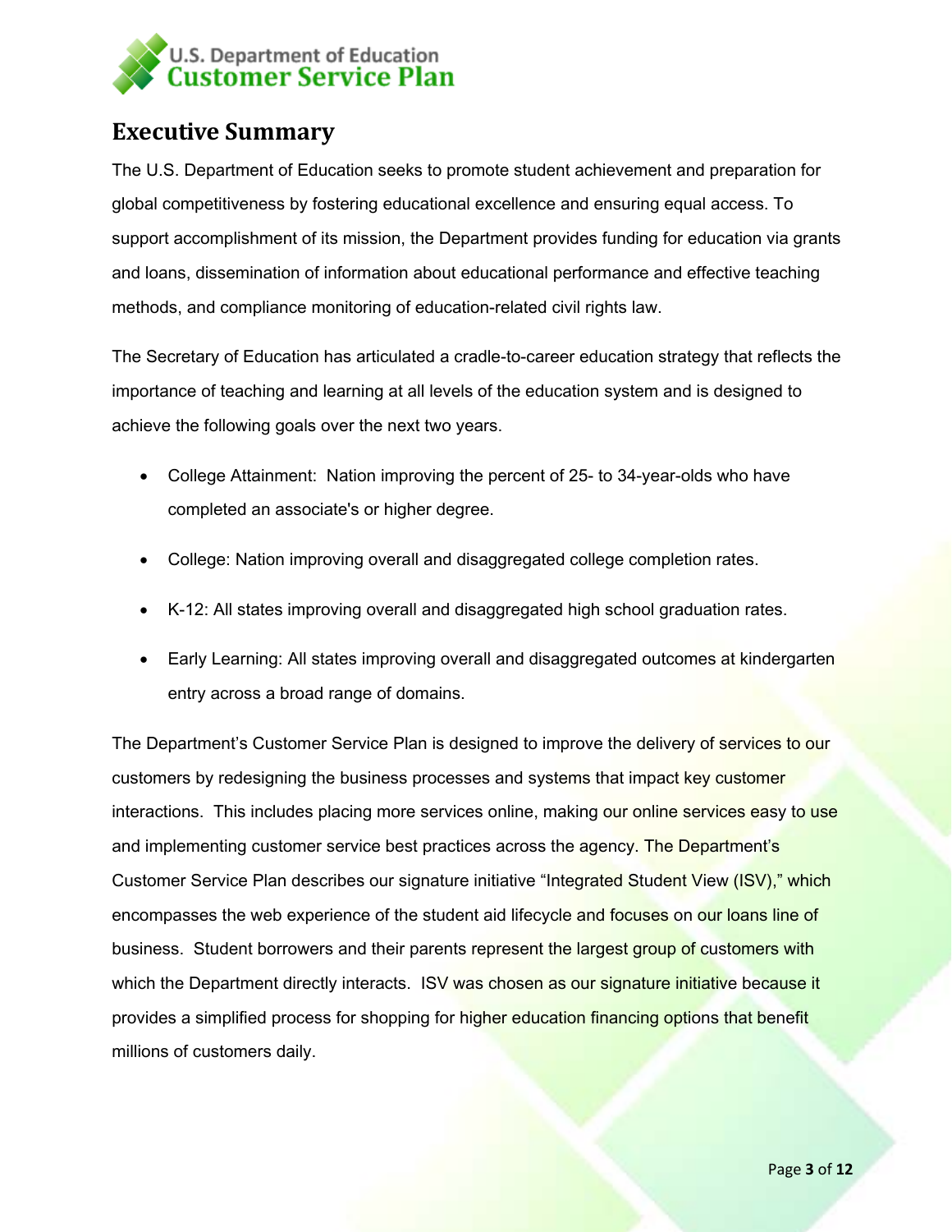## Executive Summary

The U.S. Department of Education seeks to promote student achievement and preparation for global competitiveness by fostering educational excellence and ensuring equal access. To support accomplishment of its mission, the Department provides funding for education via grants and loans, dissemination of information about educational performance and effective teaching methods, and compliance monitoring of education-related civil rights law.

The Secretary of Education has articulated a cradle-to-career education strategy that reflects the importance of teaching and learning at all levels of the education system and is designed to achieve the following goals over the next two years.

- College Attainment: Nation improving the percent of 25- to 34-year-olds who have completed an associate's or higher degree.
- College: Nation improving overall and disaggregated college completion rates.
- K-12: All states improving overall and disaggregated high school graduation rates.
- Early Learning: All states improving overall and disaggregated outcomes at kindergarten entry across a broad range of domains.

The Department's Customer Service Plan is designed to improve the delivery of services to our customers by redesigning the business processes and systems that impact key customer interactions. This includes placing more services online, making our online services easy to use and implementing customer service best practices across the agency. The Department's Customer Service Plan describes our signature initiative "Integrated Student View (ISV)," which encompasses the web experience of the student aid lifecycle and focuses on our loans line of business. Student borrowers and their parents represent the largest group of customers with which the Department directly interacts. ISV was chosen as our signature initiative because it provides a simplified process for shopping for higher education financing options that benefit millions of customers daily.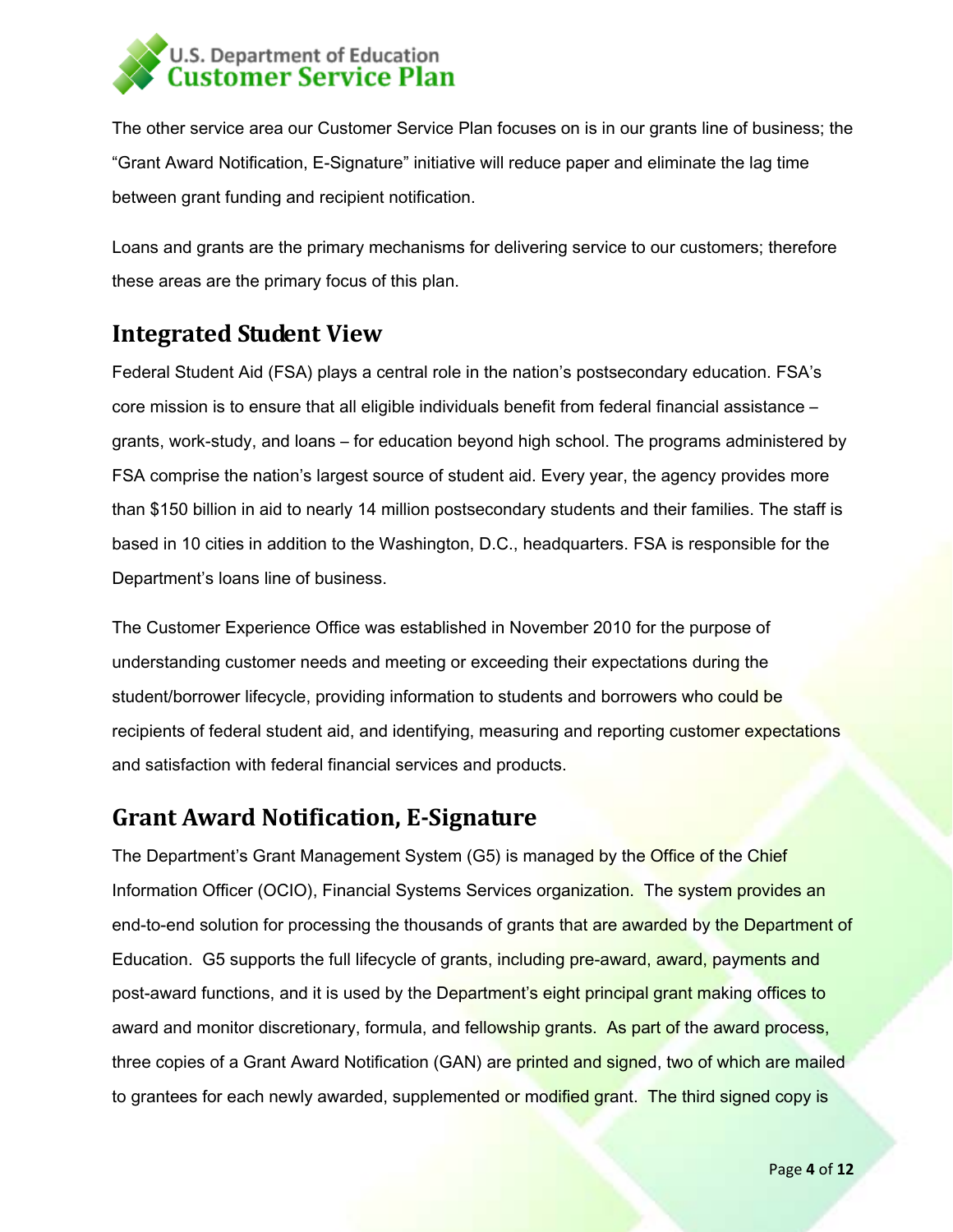The other service area our Customer Service Plan focuses on is in our grants line of business; the "Grant Award Notification, E-Signature" initiative will reduce paper and eliminate the lag time between grant funding and recipient notification.

Loans and grants are the primary mechanisms for delivering service to our customers; therefore these areas are the primary focus of this plan.

## Integrated Student View

Federal Student Aid (FSA) plays a central role in the nation's postsecondary education. FSA's core mission is to ensure that all eligible individuals benefit from federal financial assistance – grants, work-study, and loans – for education beyond high school. The programs administered by FSA comprise the nation's largest source of student aid. Every year, the agency provides more than $150 billion in aid to nearly 14 million postsecondary students and their families. The staff is based in 10 cities in addition to the Washington, D.C., headquarters. FSA is responsible for the Department's loans line of business.

The Customer Experience Office was established in November 2010 for the purpose of understanding customer needs and meeting or exceeding their expectations during the student/borrower lifecycle, providing information to students and borrowers who could be recipients of federal student aid, and identifying, measuring and reporting customer expectations and satisfaction with federal financial services and products.

## Grant Award Notification, E-Signature

The Department's Grant Management System (G5) is managed by the Office of the Chief Information Officer (OCIO), Financial Systems Services organization. The system provides an end-to-end solution for processing the thousands of grants that are awarded by the Department of Education. G5 supports the full lifecycle of grants, including pre-award, award, payments and post-award functions, and it is used by the Department's eight principal grant making offices to award and monitor discretionary, formula, and fellowship grants. As part of the award process, three copies of a Grant Award Notification (GAN) are printed and signed, two of which are mailed to grantees for each newly awarded, supplemented or modified grant. The third signed copy is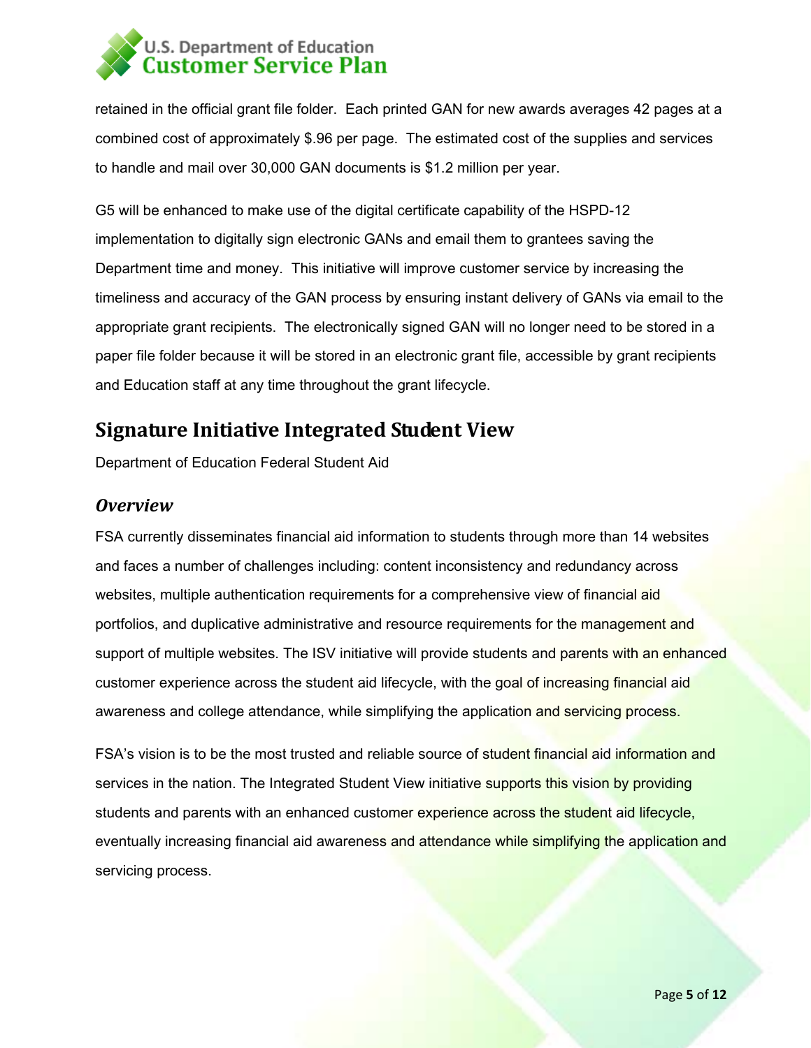retained in the official grant file folder. Each printed GAN for new awards averages 42 pages at a combined cost of approximately $.96 per page. The estimated cost of the supplies and services to handle and mail over 30,000 GAN documents is $1.2 million per year.

G5 will be enhanced to make use of the digital certificate capability of the HSPD-12 implementation to digitally sign electronic GANs and email them to grantees saving the Department time and money. This initiative will improve customer service by increasing the timeliness and accuracy of the GAN process by ensuring instant delivery of GANs via email to the appropriate grant recipients. The electronically signed GAN will no longer need to be stored in a paper file folder because it will be stored in an electronic grant file, accessible by grant recipients and Education staff at any time throughout the grant lifecycle.

## Signature Initiative Integrated Student View

Department of Education Federal Student Aid

### *Overview*

FSA currently disseminates financial aid information to students through more than 14 websites and faces a number of challenges including: content inconsistency and redundancy across websites, multiple authentication requirements for a comprehensive view of financial aid portfolios, and duplicative administrative and resource requirements for the management and support of multiple websites. The ISV initiative will provide students and parents with an enhanced customer experience across the student aid lifecycle, with the goal of increasing financial aid awareness and college attendance, while simplifying the application and servicing process.

FSA's vision is to be the most trusted and reliable source of student financial aid information and services in the nation. The Integrated Student View initiative supports this vision by providing students and parents with an enhanced customer experience across the student aid lifecycle, eventually increasing financial aid awareness and attendance while simplifying the application and servicing process.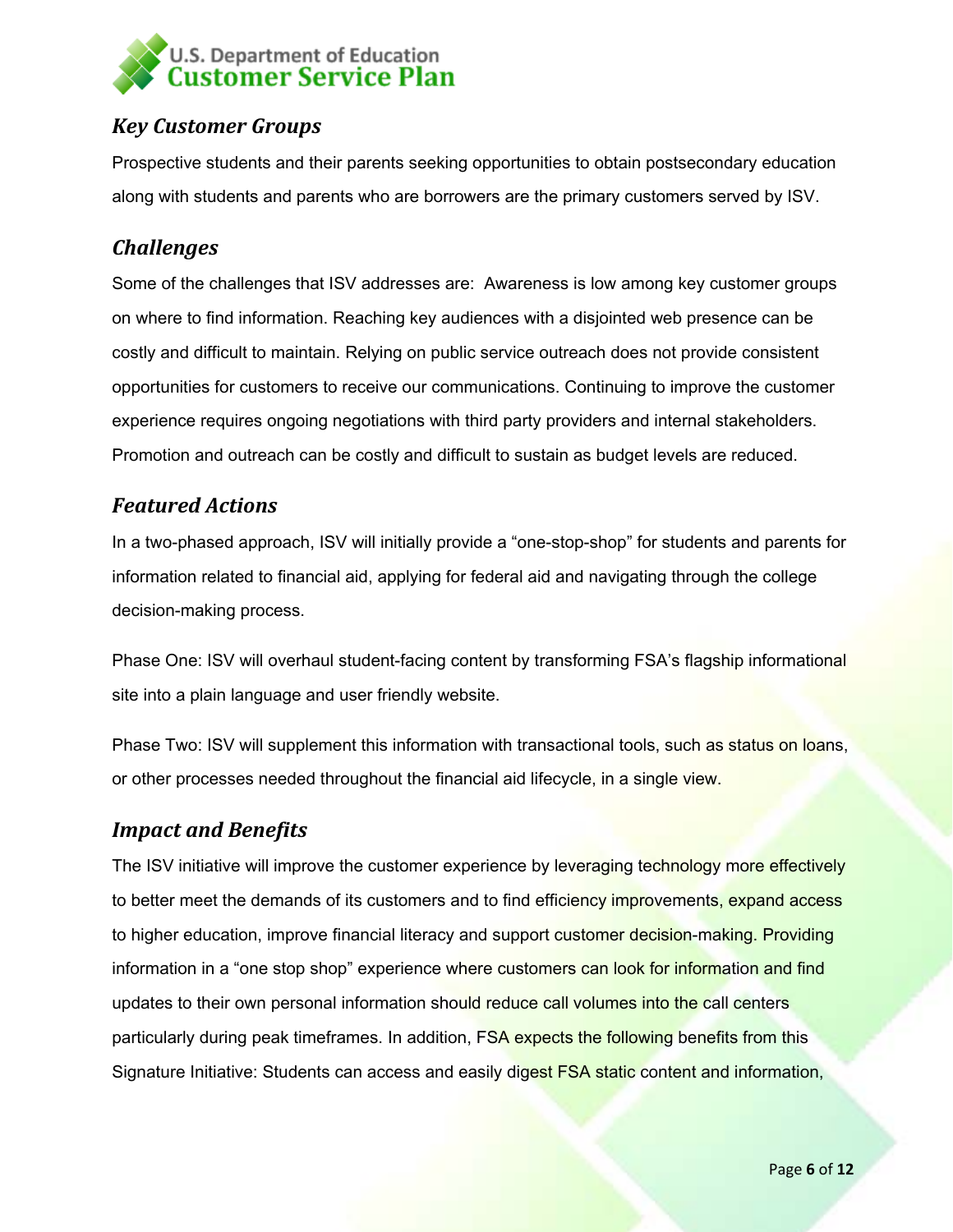## *Key Customer Groups*

Prospective students and their parents seeking opportunities to obtain postsecondary education along with students and parents who are borrowers are the primary customers served by ISV.

## *Challenges*

Some of the challenges that ISV addresses are: Awareness is low among key customer groups on where to find information. Reaching key audiences with a disjointed web presence can be costly and difficult to maintain. Relying on public service outreach does not provide consistent opportunities for customers to receive our communications. Continuing to improve the customer experience requires ongoing negotiations with third party providers and internal stakeholders. Promotion and outreach can be costly and difficult to sustain as budget levels are reduced.

## *Featured Actions*

In a two-phased approach, ISV will initially provide a "one-stop-shop" for students and parents for information related to financial aid, applying for federal aid and navigating through the college decision-making process.

Phase One: ISV will overhaul student-facing content by transforming FSA's flagship informational site into a plain language and user friendly website.

Phase Two: ISV will supplement this information with transactional tools, such as status on loans, or other processes needed throughout the financial aid lifecycle, in a single view.

## *Impact and Benefits*

The ISV initiative will improve the customer experience by leveraging technology more effectively to better meet the demands of its customers and to find efficiency improvements, expand access to higher education, improve financial literacy and support customer decision-making. Providing information in a "one stop shop" experience where customers can look for information and find updates to their own personal information should reduce call volumes into the call centers particularly during peak timeframes. In addition, FSA expects the following benefits from this Signature Initiative: Students can access and easily digest FSA static content and information,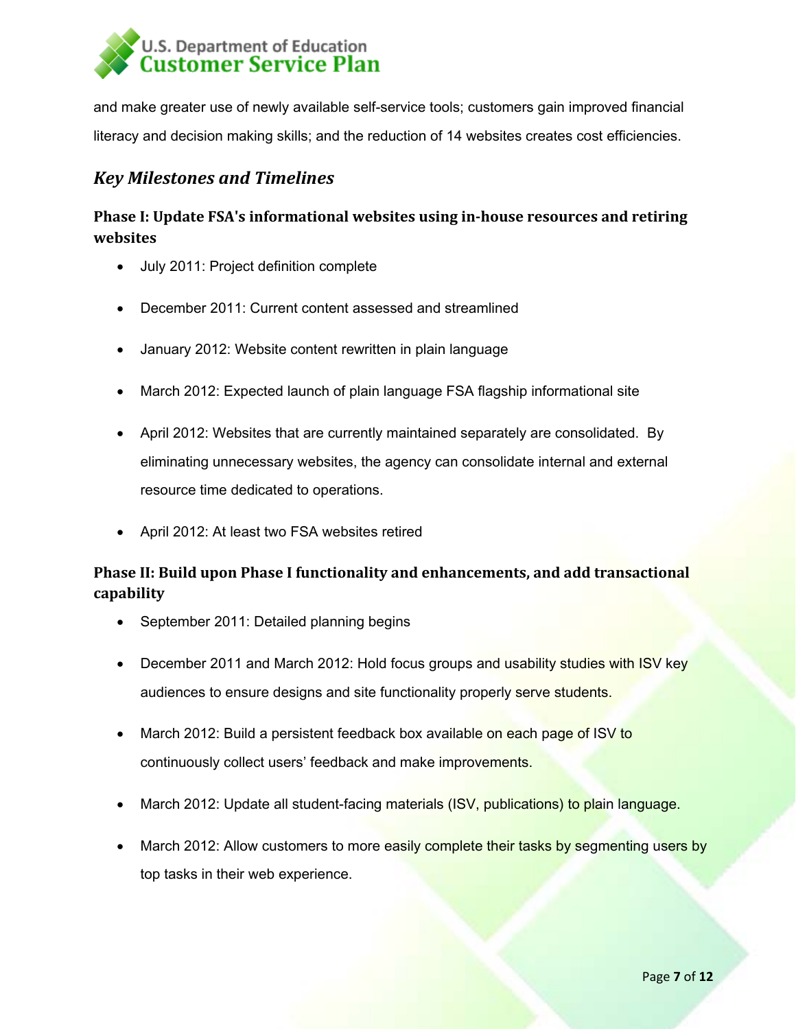and make greater use of newly available self-service tools; customers gain improved financial literacy and decision making skills; and the reduction of 14 websites creates cost efficiencies.

## *Key Milestones and Timelines*

### Phase I: Update FSA's informational websites using in-house resources and retiring websites

- July 2011: Project definition complete
- December 2011: Current content assessed and streamlined
- January 2012: Website content rewritten in plain language
- March 2012: Expected launch of plain language FSA flagship informational site
- April 2012: Websites that are currently maintained separately are consolidated. By eliminating unnecessary websites, the agency can consolidate internal and external resource time dedicated to operations.
- April 2012: At least two FSA websites retired

### Phase II: Build upon Phase I functionality and enhancements, and add transactional capability

- September 2011: Detailed planning begins
- December 2011 and March 2012: Hold focus groups and usability studies with ISV key audiences to ensure designs and site functionality properly serve students.
- March 2012: Build a persistent feedback box available on each page of ISV to continuously collect users' feedback and make improvements.
- March 2012: Update all student-facing materials (ISV, publications) to plain language.
- March 2012: Allow customers to more easily complete their tasks by segmenting users by top tasks in their web experience.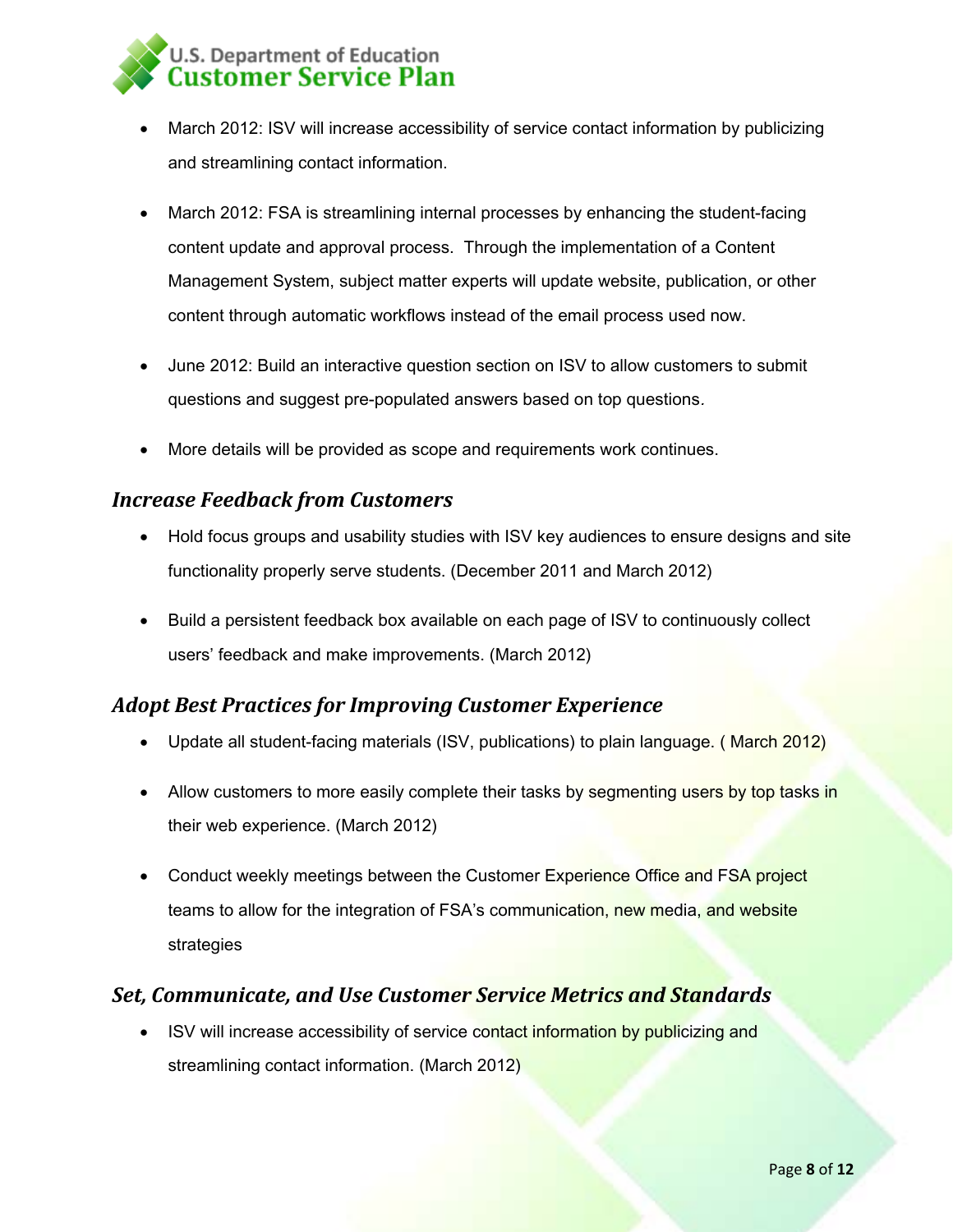- March 2012: ISV will increase accessibility of service contact information by publicizing and streamlining contact information.
- March 2012: FSA is streamlining internal processes by enhancing the student-facing content update and approval process. Through the implementation of a Content Management System, subject matter experts will update website, publication, or other content through automatic workflows instead of the email process used now.
- June 2012: Build an interactive question section on ISV to allow customers to submit questions and suggest pre-populated answers based on top questions.
- More details will be provided as scope and requirements work continues.

### *Increase Feedback from Customers*

- Hold focus groups and usability studies with ISV key audiences to ensure designs and site functionality properly serve students. (December 2011 and March 2012)
- Build a persistent feedback box available on each page of ISV to continuously collect users' feedback and make improvements. (March 2012)

### *Adopt Best Practices for Improving Customer Experience*

- Update all student-facing materials (ISV, publications) to plain language. ( March 2012)
- Allow customers to more easily complete their tasks by segmenting users by top tasks in their web experience. (March 2012)
- Conduct weekly meetings between the Customer Experience Office and FSA project teams to allow for the integration of FSA's communication, new media, and website strategies

### *Set, Communicate, and Use Customer Service Metrics and Standards*

- ISV will increase accessibility of service contact information by publicizing and streamlining contact information. (March 2012)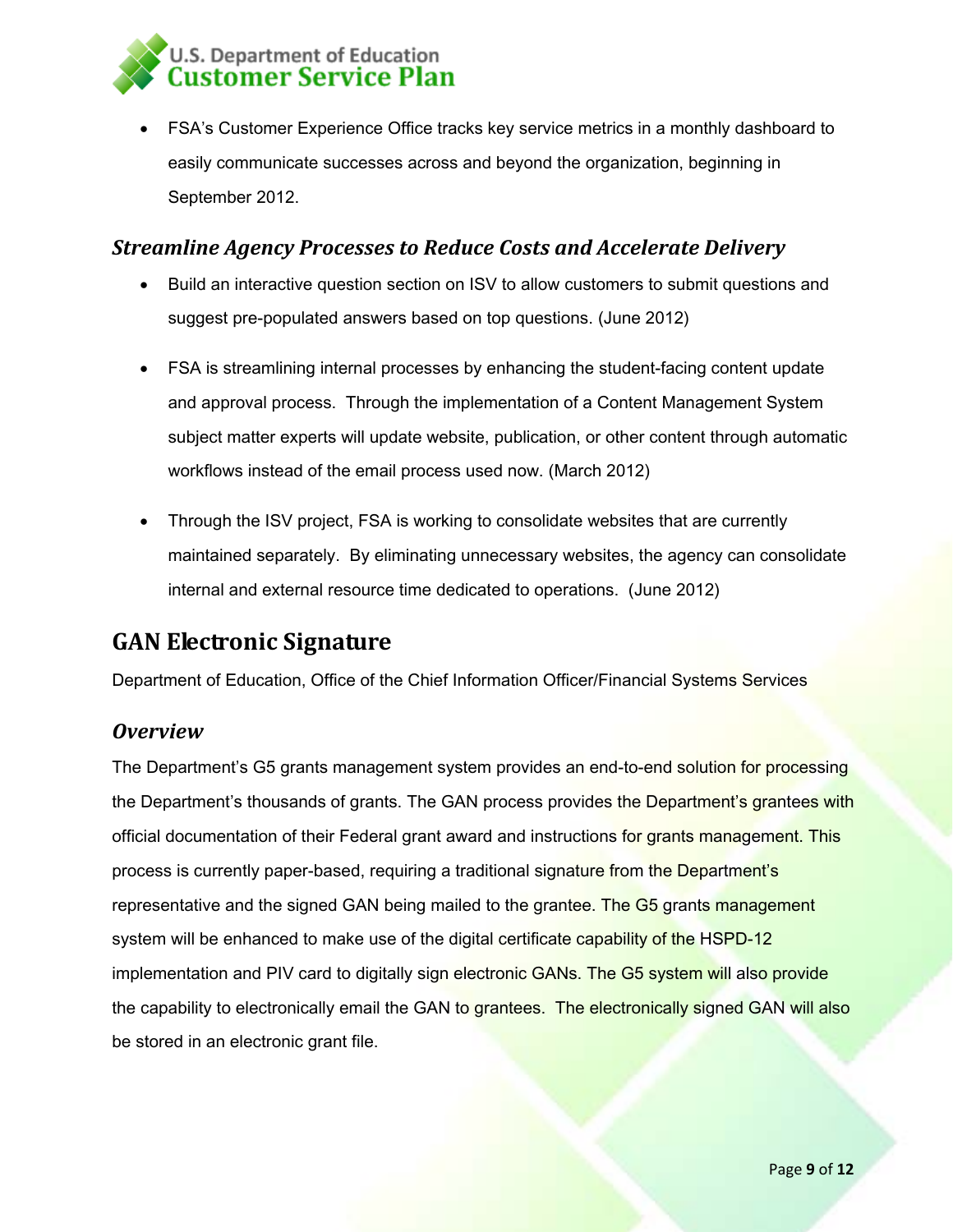- FSA's Customer Experience Office tracks key service metrics in a monthly dashboard to easily communicate successes across and beyond the organization, beginning in September 2012.

### *Streamline Agency Processes to Reduce Costs and Accelerate Delivery*

- Build an interactive question section on ISV to allow customers to submit questions and suggest pre-populated answers based on top questions. (June 2012)
- FSA is streamlining internal processes by enhancing the student-facing content update and approval process. Through the implementation of a Content Management System subject matter experts will update website, publication, or other content through automatic workflows instead of the email process used now. (March 2012)
- Through the ISV project, FSA is working to consolidate websites that are currently maintained separately. By eliminating unnecessary websites, the agency can consolidate internal and external resource time dedicated to operations. (June 2012)

## GAN Electronic Signature

Department of Education, Office of the Chief Information Officer/Financial Systems Services

### *Overview*

The Department's G5 grants management system provides an end-to-end solution for processing the Department's thousands of grants. The GAN process provides the Department's grantees with official documentation of their Federal grant award and instructions for grants management. This process is currently paper-based, requiring a traditional signature from the Department's representative and the signed GAN being mailed to the grantee. The G5 grants management system will be enhanced to make use of the digital certificate capability of the HSPD-12 implementation and PIV card to digitally sign electronic GANs. The G5 system will also provide the capability to electronically email the GAN to grantees. The electronically signed GAN will also be stored in an electronic grant file.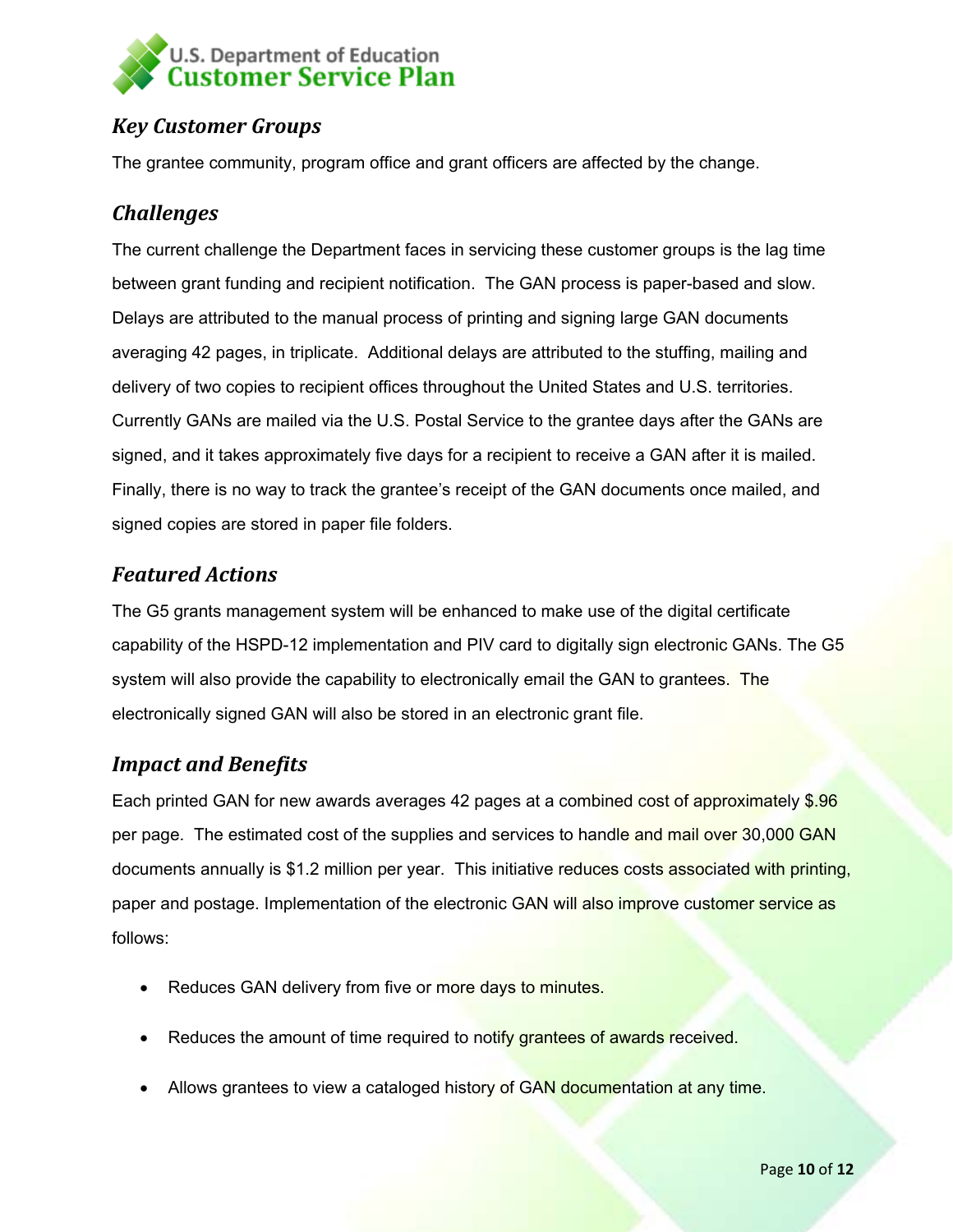### *Key Customer Groups*

The grantee community, program office and grant officers are affected by the change.

### *Challenges*

The current challenge the Department faces in servicing these customer groups is the lag time between grant funding and recipient notification. The GAN process is paper-based and slow. Delays are attributed to the manual process of printing and signing large GAN documents averaging 42 pages, in triplicate. Additional delays are attributed to the stuffing, mailing and delivery of two copies to recipient offices throughout the United States and U.S. territories. Currently GANs are mailed via the U.S. Postal Service to the grantee days after the GANs are signed, and it takes approximately five days for a recipient to receive a GAN after it is mailed. Finally, there is no way to track the grantee's receipt of the GAN documents once mailed, and signed copies are stored in paper file folders.

### *Featured Actions*

The G5 grants management system will be enhanced to make use of the digital certificate capability of the HSPD-12 implementation and PIV card to digitally sign electronic GANs. The G5 system will also provide the capability to electronically email the GAN to grantees. The electronically signed GAN will also be stored in an electronic grant file.

### *Impact and Benefits*

Each printed GAN for new awards averages 42 pages at a combined cost of approximately $.96 per page. The estimated cost of the supplies and services to handle and mail over 30,000 GAN documents annually is $1.2 million per year. This initiative reduces costs associated with printing, paper and postage. Implementation of the electronic GAN will also improve customer service as follows:

- Reduces GAN delivery from five or more days to minutes.
- Reduces the amount of time required to notify grantees of awards received.
- Allows grantees to view a cataloged history of GAN documentation at any time.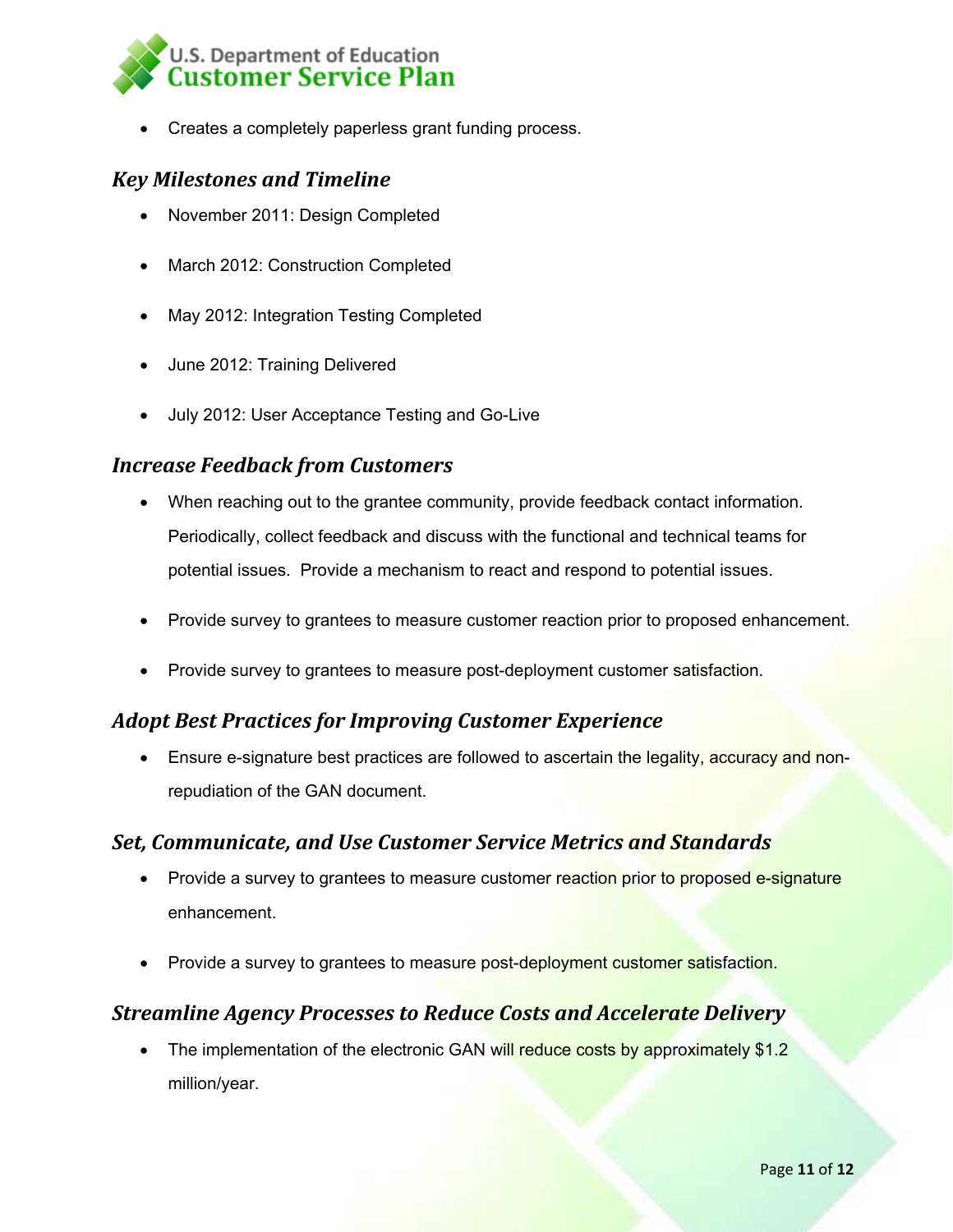- Creates a completely paperless grant funding process.

### *Key Milestones and Timeline*

- November 2011: Design Completed
- March 2012: Construction Completed
- May 2012: Integration Testing Completed
- June 2012: Training Delivered
- July 2012: User Acceptance Testing and Go-Live

### *Increase Feedback from Customers*

- When reaching out to the grantee community, provide feedback contact information. Periodically, collect feedback and discuss with the functional and technical teams for potential issues. Provide a mechanism to react and respond to potential issues.
- Provide survey to grantees to measure customer reaction prior to proposed enhancement.
- Provide survey to grantees to measure post-deployment customer satisfaction.

### *Adopt Best Practices for Improving Customer Experience*

- Ensure e-signature best practices are followed to ascertain the legality, accuracy and non-repudiation of the GAN document.

### *Set, Communicate, and Use Customer Service Metrics and Standards*

- Provide a survey to grantees to measure customer reaction prior to proposed e-signature enhancement.
- Provide a survey to grantees to measure post-deployment customer satisfaction.

### *Streamline Agency Processes to Reduce Costs and Accelerate Delivery*

- The implementation of the electronic GAN will reduce costs by approximately $1.2 million/year.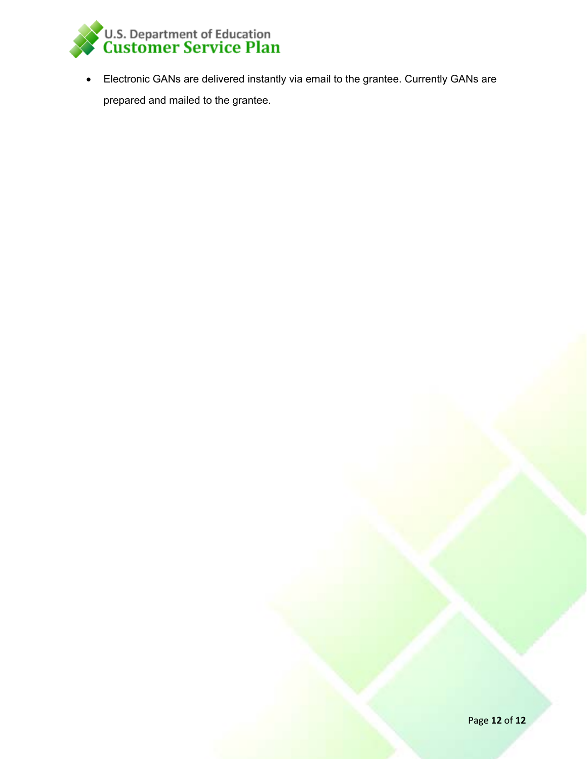- Electronic GANs are delivered instantly via email to the grantee. Currently GANs are prepared and mailed to the grantee.